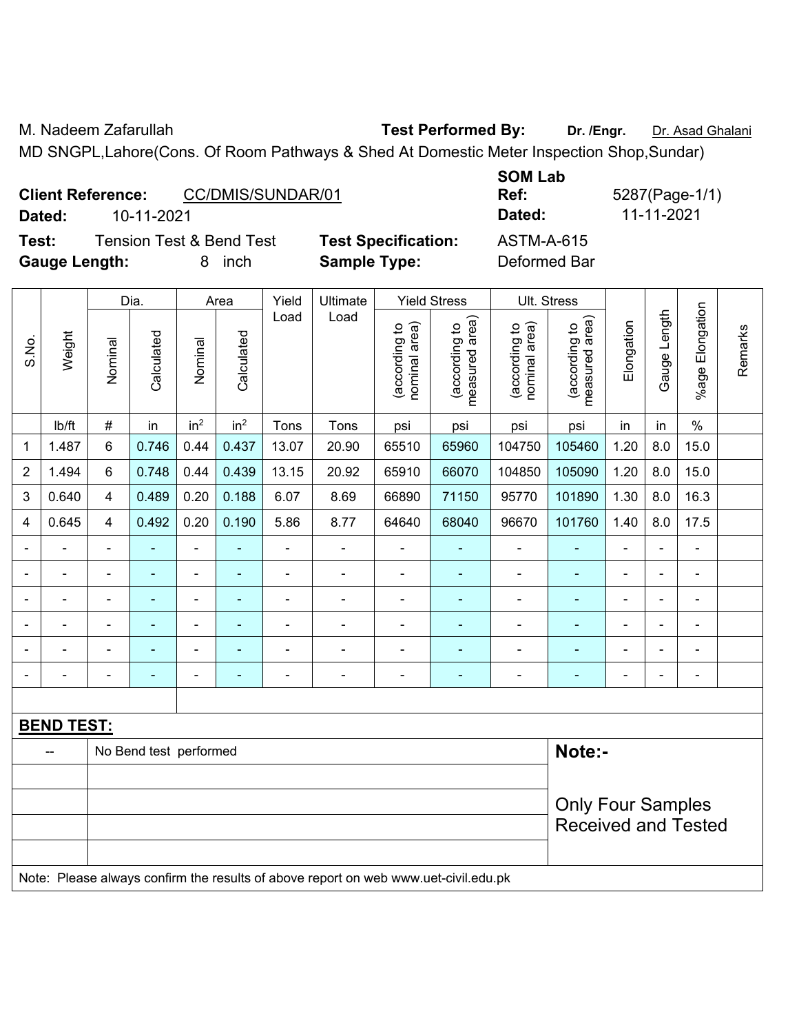M. Nadeem Zafarullah **Test Performed By:** **Dr. /Engr.** Dr. Asad Ghalani

MD SNGPL,Lahore(Cons. Of Room Pathways & Shed At Domestic Meter Inspection Shop,Sundar)

**Client Reference:** CC/DMIS/SUNDAR/01 **SOM Lab Ref:** 5287(Page-1/1)

**Dated:** 10-11-2021 **Dated:** 11-11-2021

**Test:** Tension Test & Bend Test **Test Specification:** ASTM-A-615

**Gauge Length:** 8 inch **Sample Type:** Deformed Bar

| S.No. | Weight | Dia. | | Area | | Yield Load | Ultimate Load | Yield Stress | | Ult. Stress | | Elongation | Gauge Length | %age Elongation | Remarks |
|---|---|---|---|---|---|---|---|---|---|---|---|---|---|---|---|
| | | Nominal | Calculated | Nominal | Calculated | | | (according to nominal area) | (according to measured area) | (according to nominal area) | (according to measured area) | | | | |
| | lb/ft | # | in | in$^2$ | in$^2$ | Tons | Tons | psi | psi | psi | psi | in | in | % | |
| 1 | 1.487 | 6 | 0.746 | 0.44 | 0.437 | 13.07 | 20.90 | 65510 | 65960 | 104750 | 105460 | 1.20 | 8.0 | 15.0 | |
| 2 | 1.494 | 6 | 0.748 | 0.44 | 0.439 | 13.15 | 20.92 | 65910 | 66070 | 104850 | 105090 | 1.20 | 8.0 | 15.0 | |
| 3 | 0.640 | 4 | 0.489 | 0.20 | 0.188 | 6.07 | 8.69 | 66890 | 71150 | 95770 | 101890 | 1.30 | 8.0 | 16.3 | |
| 4 | 0.645 | 4 | 0.492 | 0.20 | 0.190 | 5.86 | 8.77 | 64640 | 68040 | 96670 | 101760 | 1.40 | 8.0 | 17.5 | |
| - | - | - | - | - | - | - | - | - | - | - | - | - | - | - | |
| - | - | - | - | - | - | - | - | - | - | - | - | - | - | - | |
| - | - | - | - | - | - | - | - | - | - | - | - | - | - | - | |
| - | - | - | - | - | - | - | - | - | - | - | - | - | - | - | |
| - | - | - | - | - | - | - | - | - | - | - | - | - | - | - | |
| - | - | - | - | - | - | - | - | - | - | - | - | - | - | - | |

**BEND TEST:**

| -- | No Bend test performed | **Note:-** Only Four Samples Received and Tested |
|---|---|---|

Note: Please always confirm the results of above report on web www.uet-civil.edu.pk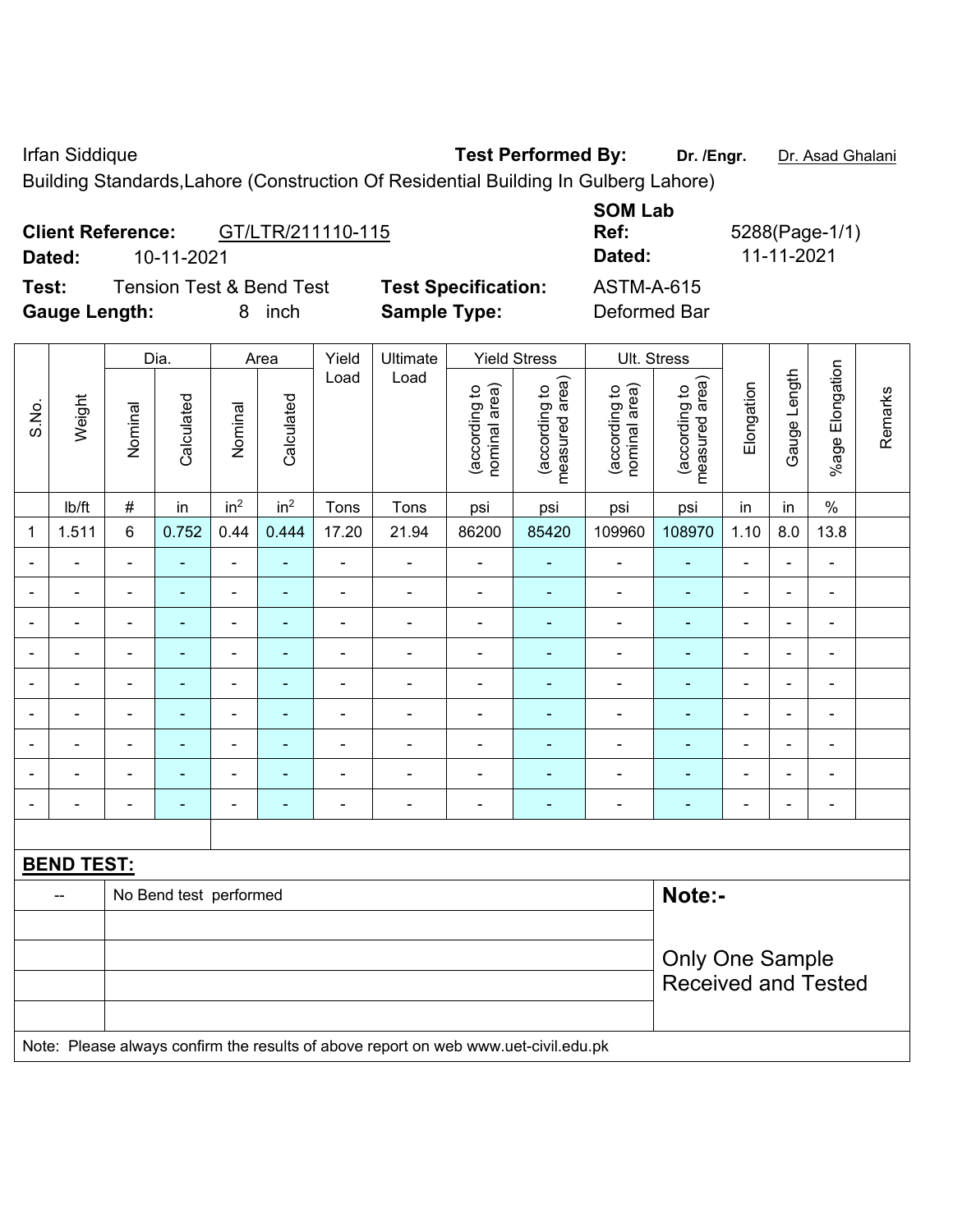Irfan Siddique **Test Performed By:** **Dr. /Engr.** Dr. Asad Ghalani

Building Standards,Lahore (Construction Of Residential Building In Gulberg Lahore)

**Client Reference:** GT/LTR/211110-115 **SOM Lab Ref:** 5288(Page-1/1)

**Dated:** 10-11-2021 **Dated:** 11-11-2021

**Test:** Tension Test & Bend Test **Test Specification:** ASTM-A-615

**Gauge Length:** 8 inch **Sample Type:** Deformed Bar

| S.No. | Weight | Dia. | | Area | | Yield Load | Ultimate Load | Yield Stress | | Ult. Stress | | Elongation | Gauge Length | %age Elongation | Remarks |
|---|---|---|---|---|---|---|---|---|---|---|---|---|---|---|---|
| | | Nominal | Calculated | Nominal | Calculated | | | (according to nominal area) | (according to measured area) | (according to nominal area) | (according to measured area) | | | | |
| | lb/ft | # | in | $in^2$ | $in^2$ | Tons | Tons | psi | psi | psi | psi | in | in | % | |
| 1 | 1.511 | 6 | 0.752 | 0.44 | 0.444 | 17.20 | 21.94 | 86200 | 85420 | 109960 | 108970 | 1.10 | 8.0 | 13.8 | |
| - | - | - | - | - | - | - | - | - | - | - | - | - | - | - | |
| - | - | - | - | - | - | - | - | - | - | - | - | - | - | - | |
| - | - | - | - | - | - | - | - | - | - | - | - | - | - | - | |
| - | - | - | - | - | - | - | - | - | - | - | - | - | - | - | |
| - | - | - | - | - | - | - | - | - | - | - | - | - | - | - | |
| - | - | - | - | - | - | - | - | - | - | - | - | - | - | - | |
| - | - | - | - | - | - | - | - | - | - | - | - | - | - | - | |
| - | - | - | - | - | - | - | - | - | - | - | - | - | - | - | |
| - | - | - | - | - | - | - | - | - | - | - | - | - | - | - | |

**BEND TEST:**

| | | |
|---|---|---|
| -- | No Bend test performed | **Note:-** Only One Sample Received and Tested |

Note: Please always confirm the results of above report on web www.uet-civil.edu.pk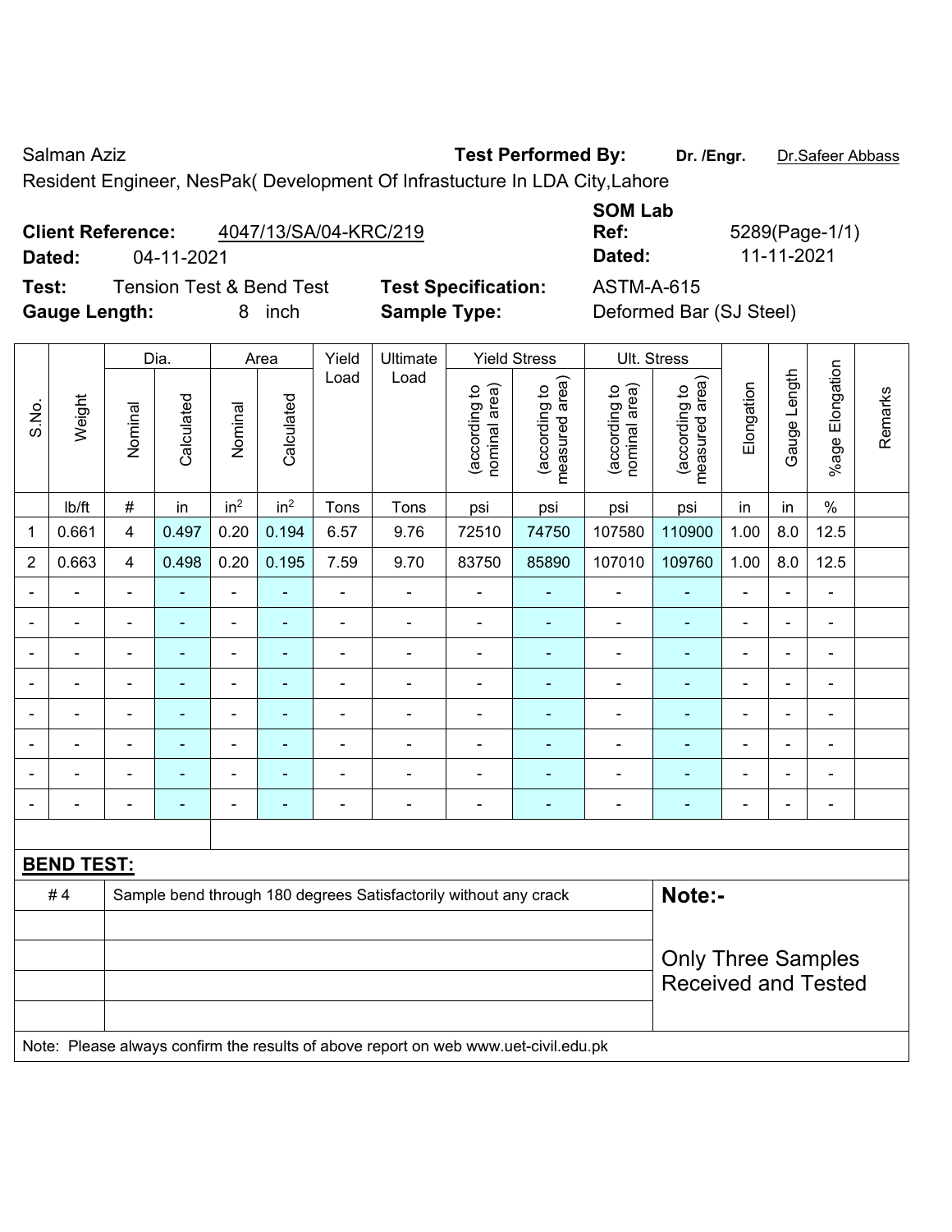Salman Aziz

**Test Performed By:** **Dr. /Engr.** Dr.Safeer Abbass

Resident Engineer, NesPak( Development Of Infrastucture In LDA City,Lahore

**Client Reference:** 4047/13/SA/04-KRC/219

**Dated:** 04-11-2021

**SOM Lab Ref:** 5289(Page-1/1)

**Dated:** 11-11-2021

**Test:** Tension Test & Bend Test

**Test Specification:** ASTM-A-615

**Gauge Length:** 8 inch

**Sample Type:** Deformed Bar (SJ Steel)

| S.No. | Weight | Dia. | | Area | | Yield Load | Ultimate Load | Yield Stress | | Ult. Stress | | Elongation | Gauge Length | %age Elongation | Remarks |
|---|---|---|---|---|---|---|---|---|---|---|---|---|---|---|---|
| | | Nominal | Calculated | Nominal | Calculated | | | (according to nominal area) | (according to measured area) | (according to nominal area) | (according to measured area) | | | | |
| | lb/ft | # | in | in$^2$ | in$^2$ | Tons | Tons | psi | psi | psi | psi | in | in | % | |
| 1 | 0.661 | 4 | 0.497 | 0.20 | 0.194 | 6.57 | 9.76 | 72510 | 74750 | 107580 | 110900 | 1.00 | 8.0 | 12.5 | |
| 2 | 0.663 | 4 | 0.498 | 0.20 | 0.195 | 7.59 | 9.70 | 83750 | 85890 | 107010 | 109760 | 1.00 | 8.0 | 12.5 | |
| - | - | - | - | - | - | - | - | - | - | - | - | - | - | - | |
| - | - | - | - | - | - | - | - | - | - | - | - | - | - | - | |
| - | - | - | - | - | - | - | - | - | - | - | - | - | - | - | |
| - | - | - | - | - | - | - | - | - | - | - | - | - | - | - | |
| - | - | - | - | - | - | - | - | - | - | - | - | - | - | - | |
| - | - | - | - | - | - | - | - | - | - | - | - | - | - | - | |
| - | - | - | - | - | - | - | - | - | - | - | - | - | - | - | |
| - | - | - | - | - | - | - | - | - | - | - | - | - | - | - | |

**BEND TEST:**

| | | |
|---|---|---|
| # 4 | Sample bend through 180 degrees Satisfactorily without any crack | **Note:-** Only Three Samples Received and Tested |

Note: Please always confirm the results of above report on web www.uet-civil.edu.pk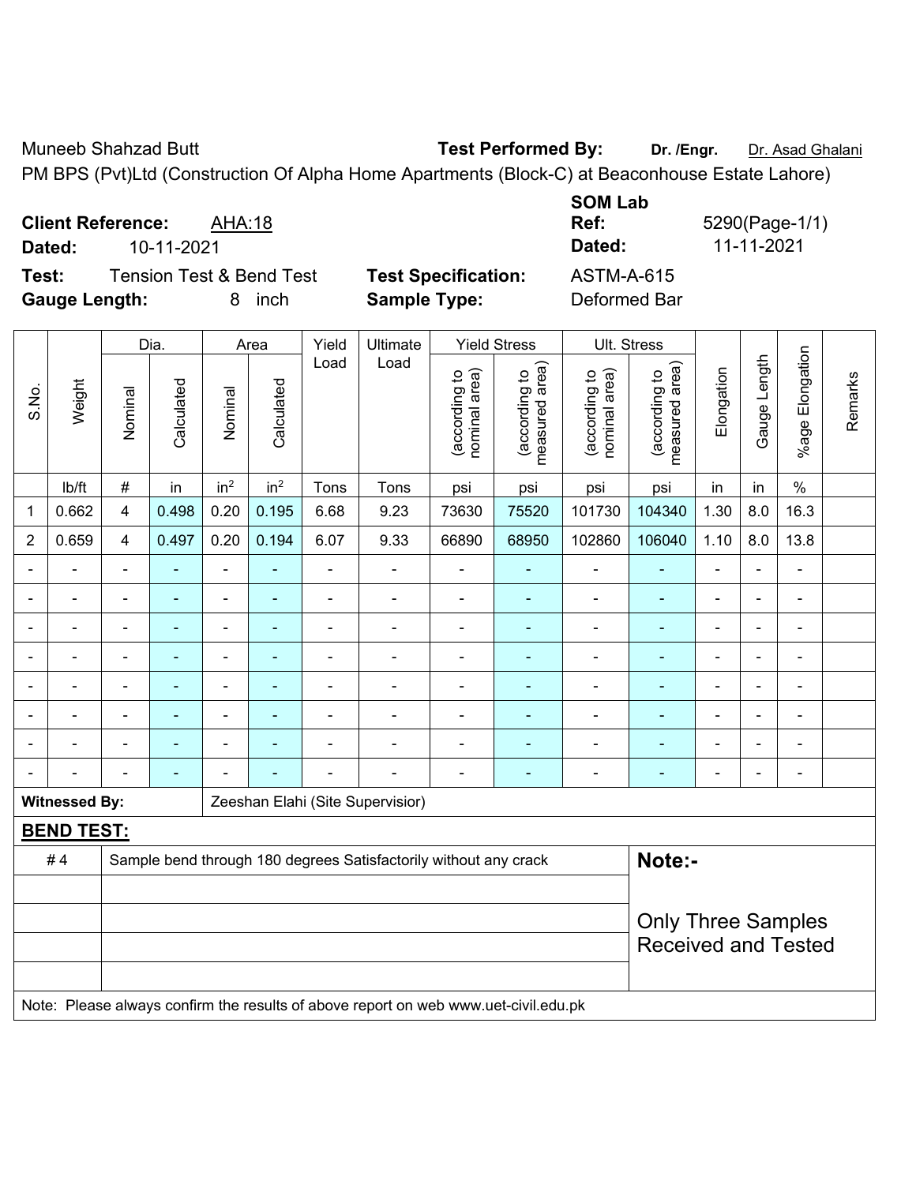Muneeb Shahzad Butt **Test Performed By:** **Dr. /Engr.** Dr. Asad Ghalani

PM BPS (Pvt)Ltd (Construction Of Alpha Home Apartments (Block-C) at Beaconhouse Estate Lahore)

**Client Reference:** AHA:18
**Dated:** 10-11-2021

**SOM Lab Ref:** 5290(Page-1/1)
**Dated:** 11-11-2021

**Test:** Tension Test & Bend Test
**Gauge Length:** 8 inch

**Test Specification:** ASTM-A-615
**Sample Type:** Deformed Bar

| S.No. | Weight | Dia. | | Area | | Yield Load | Ultimate Load | Yield Stress | | Ult. Stress | | Elongation | Gauge Length | %age Elongation | Remarks |
|---|---|---|---|---|---|---|---|---|---|---|---|---|---|---|---|
| | | Nominal | Calculated | Nominal | Calculated | | | (according to nominal area) | (according to measured area) | (according to nominal area) | (according to measured area) | | | | |
| | lb/ft | # | in | $in^2$ | $in^2$ | Tons | Tons | psi | psi | psi | psi | in | in | % | |
| 1 | 0.662 | 4 | 0.498 | 0.20 | 0.195 | 6.68 | 9.23 | 73630 | 75520 | 101730 | 104340 | 1.30 | 8.0 | 16.3 | |
| 2 | 0.659 | 4 | 0.497 | 0.20 | 0.194 | 6.07 | 9.33 | 66890 | 68950 | 102860 | 106040 | 1.10 | 8.0 | 13.8 | |
| - | - | - | - | - | - | - | - | - | - | - | - | - | - | - | |
| - | - | - | - | - | - | - | - | - | - | - | - | - | - | - | |
| - | - | - | - | - | - | - | - | - | - | - | - | - | - | - | |
| - | - | - | - | - | - | - | - | - | - | - | - | - | - | - | |
| - | - | - | - | - | - | - | - | - | - | - | - | - | - | - | |
| - | - | - | - | - | - | - | - | - | - | - | - | - | - | - | |
| - | - | - | - | - | - | - | - | - | - | - | - | - | - | - | |
| - | - | - | - | - | - | - | - | - | - | - | - | - | - | - | |

**Witnessed By:** Zeeshan Elahi (Site Supervisior)

**BEND TEST:**

| # 4 | Sample bend through 180 degrees Satisfactorily without any crack |
|---|---|

**Note:-**

Only Three Samples Received and Tested

Note: Please always confirm the results of above report on web www.uet-civil.edu.pk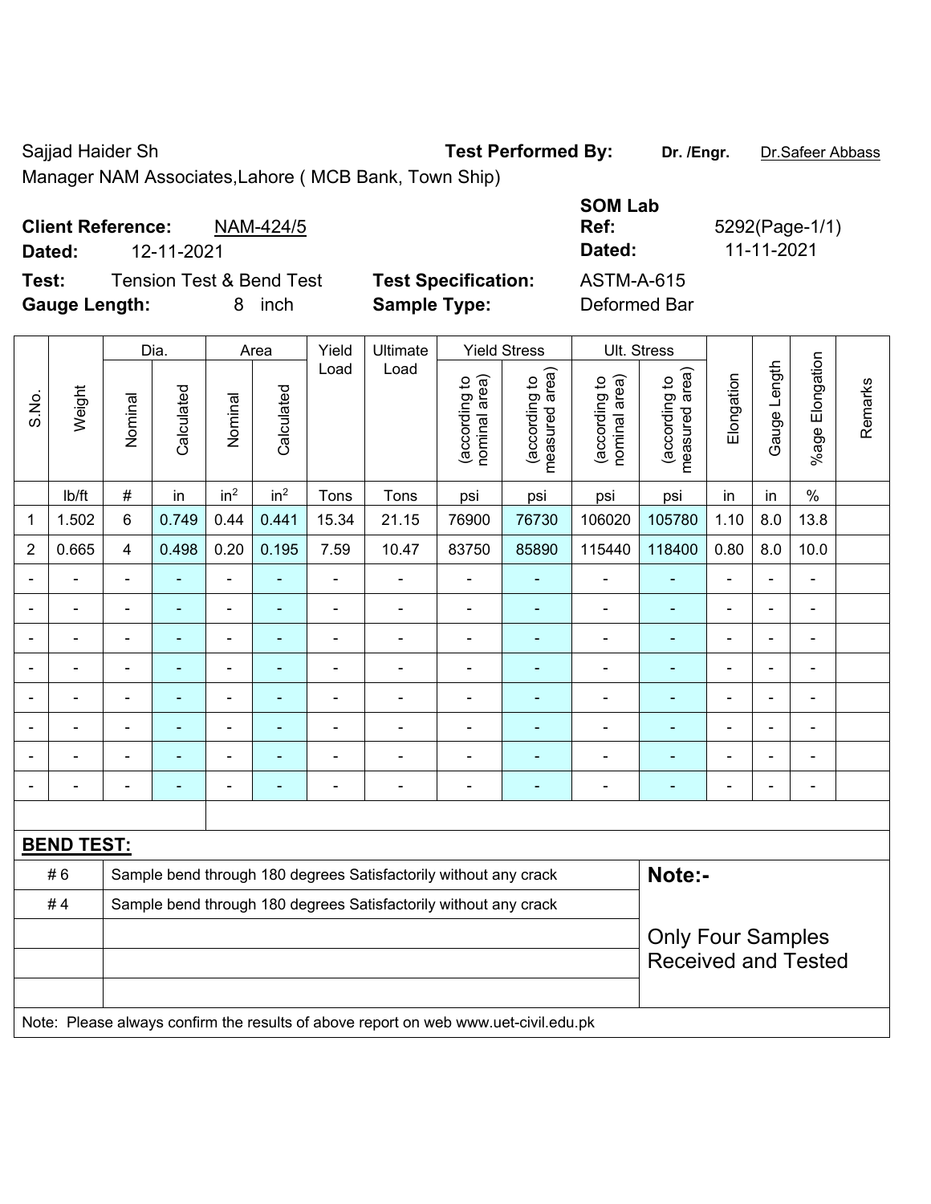Sajjad Haider Sh

Manager NAM Associates,Lahore ( MCB Bank, Town Ship)

**Test Performed By:** **Dr. /Engr.** Dr.Safeer Abbass

**Client Reference:** NAM-424/5

**Dated:** 12-11-2021

**SOM Lab Ref:** 5292(Page-1/1)

**Dated:** 11-11-2021

**Test:** Tension Test & Bend Test

**Test Specification:** ASTM-A-615

**Gauge Length:** 8 inch

**Sample Type:** Deformed Bar

| S.No. | Weight | Dia. | | Area | | Yield Load | Ultimate Load | Yield Stress | | Ult. Stress | | Elongation | Gauge Length | %age Elongation | Remarks |
|---|---|---|---|---|---|---|---|---|---|---|---|---|---|---|---|
| | | Nominal | Calculated | Nominal | Calculated | | | (according to nominal area) | (according to measured area) | (according to nominal area) | (according to measured area) | | | | |
| | lb/ft | # | in | in$^2$ | in$^2$ | Tons | Tons | psi | psi | psi | psi | in | in | % | |
| 1 | 1.502 | 6 | 0.749 | 0.44 | 0.441 | 15.34 | 21.15 | 76900 | 76730 | 106020 | 105780 | 1.10 | 8.0 | 13.8 | |
| 2 | 0.665 | 4 | 0.498 | 0.20 | 0.195 | 7.59 | 10.47 | 83750 | 85890 | 115440 | 118400 | 0.80 | 8.0 | 10.0 | |
| - | - | - | - | - | - | - | - | - | - | - | - | - | - | - | |
| - | - | - | - | - | - | - | - | - | - | - | - | - | - | - | |
| - | - | - | - | - | - | - | - | - | - | - | - | - | - | - | |
| - | - | - | - | - | - | - | - | - | - | - | - | - | - | - | |
| - | - | - | - | - | - | - | - | - | - | - | - | - | - | - | |
| - | - | - | - | - | - | - | - | - | - | - | - | - | - | - | |
| - | - | - | - | - | - | - | - | - | - | - | - | - | - | - | |
| - | - | - | - | - | - | - | - | - | - | - | - | - | - | - | |

**BEND TEST:**

| | |
|---|---|
| # 6 | Sample bend through 180 degrees Satisfactorily without any crack |
| # 4 | Sample bend through 180 degrees Satisfactorily without any crack |

**Note:-**

Only Four Samples Received and Tested

Note: Please always confirm the results of above report on web www.uet-civil.edu.pk